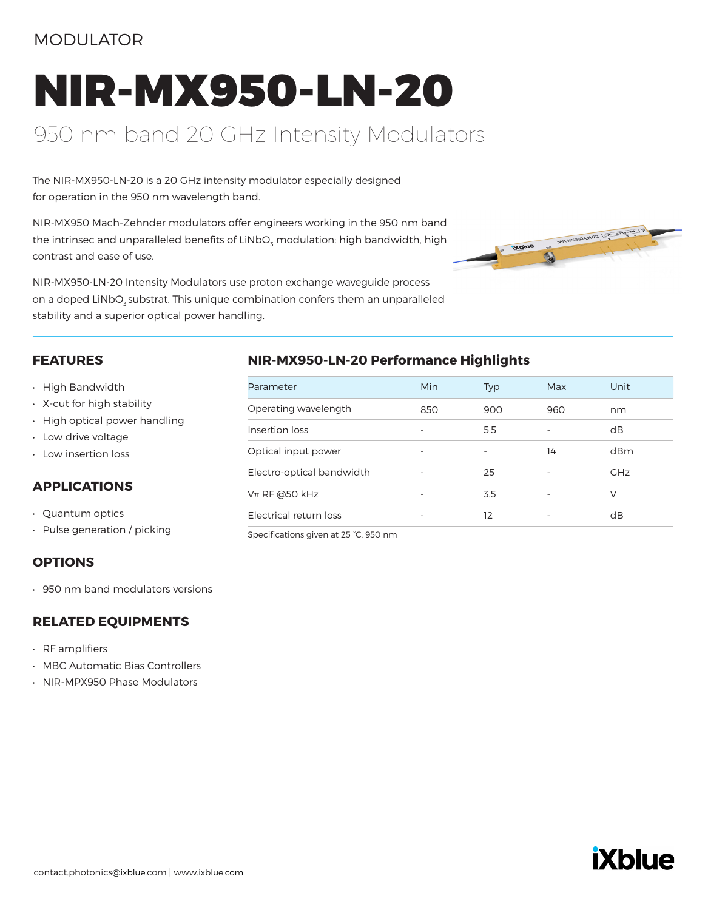MODULATOR

# NIR-MX950-LN-20

## 950 nm band 20 GHz Intensity Modulators

The NIR-MX950-LN-20 is a 20 GHz intensity modulator especially designed for operation in the 950 nm wavelength band.

NIR-MX950 Mach-Zehnder modulators offer engineers working in the 950 nm band the intrinsec and unparalleled benefits of $LiNbO_3$ modulation: high bandwidth, high contrast and ease of use.

NIR-MX950-LN-20 Intensity Modulators use proton exchange waveguide process on a doped $LiNbO_3$ substrat. This unique combination confers them an unparalleled stability and a superior optical power handling.

### FEATURES

- High Bandwidth
- X-cut for high stability
- High optical power handling
- Low drive voltage
- Low insertion loss

### APPLICATIONS

- Quantum optics
- Pulse generation / picking

### OPTIONS

- 950 nm band modulators versions

### RELATED EQUIPMENTS

- RF amplifiers
- MBC Automatic Bias Controllers
- NIR-MPX950 Phase Modulators

### NIR-MX950-LN-20 Performance Highlights

| Parameter | Min | Typ | Max | Unit |
| --- | --- | --- | --- | --- |
| Operating wavelength | 850 | 900 | 960 | nm |
| Insertion loss | - | 5.5 | - | dB |
| Optical input power | - | - | 14 | dBm |
| Electro-optical bandwidth | - | 25 | - | GHz |
| Vπ RF @50 kHz | - | 3.5 | - | V |
| Electrical return loss | - | 12 | - | dB |

Specifications given at 25 °C, 950 nm

contact.photonics@ixblue.com | www.ixblue.com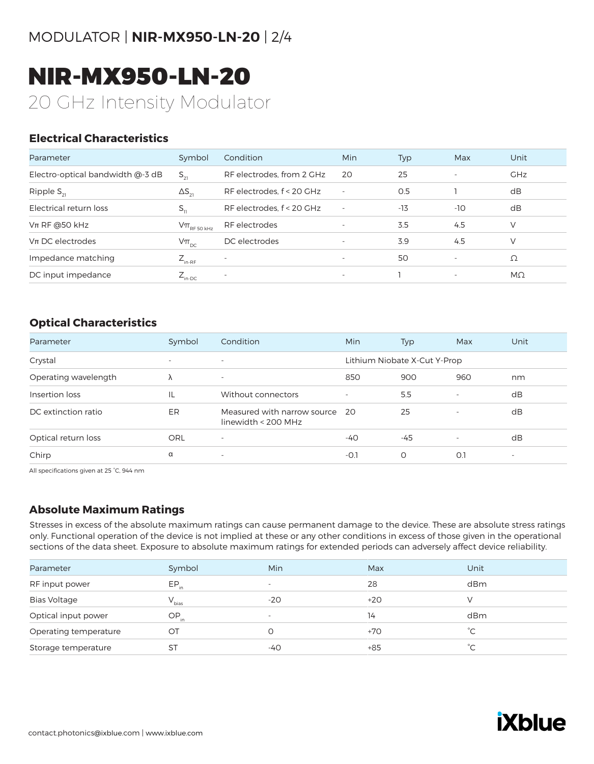# NIR-MX950-LN-20

20 GHz Intensity Modulator

## Electrical Characteristics

| Parameter | Symbol | Condition | Min | Typ | Max | Unit |
|---|---|---|---|---|---|---|
| Electro-optical bandwidth @-3 dB | $S_{21}$ | RF electrodes, from 2 GHz | 20 | 25 | - | GHz |
| Ripple $S_{21}$ | $\Delta S_{21}$ | RF electrodes, f < 20 GHz | - | 0.5 | 1 | dB |
| Electrical return loss | $S_{11}$ | RF electrodes, f < 20 GHz | - | -13 | -10 | dB |
| Vπ RF @50 kHz | $V\pi_{RF\ 50\ kHz}$ | RF electrodes | - | 3.5 | 4.5 | V |
| Vπ DC electrodes | $V\pi_{DC}$ | DC electrodes | - | 3.9 | 4.5 | V |
| Impedance matching | $Z_{in\text{-}RF}$ | - | - | 50 | - | Ω |
| DC input impedance | $Z_{in\text{-}DC}$ | - | - | 1 | - | MΩ |

## Optical Characteristics

| Parameter | Symbol | Condition | Min | Typ | Max | Unit |
|---|---|---|---|---|---|---|
| Crystal | - | - | Lithium Niobate X-Cut Y-Prop | | | |
| Operating wavelength | λ | - | 850 | 900 | 960 | nm |
| Insertion loss | IL | Without connectors | - | 5.5 | - | dB |
| DC extinction ratio | ER | Measured with narrow source linewidth < 200 MHz | 20 | 25 | - | dB |
| Optical return loss | ORL | - | -40 | -45 | - | dB |
| Chirp | α | - | -0.1 | 0 | 0.1 | - |

All specifications given at 25 °C, 944 nm

## Absolute Maximum Ratings

Stresses in excess of the absolute maximum ratings can cause permanent damage to the device. These are absolute stress ratings only. Functional operation of the device is not implied at these or any other conditions in excess of those given in the operational sections of the data sheet. Exposure to absolute maximum ratings for extended periods can adversely affect device reliability.

| Parameter | Symbol | Min | Max | Unit |
|---|---|---|---|---|
| RF input power | $EP_{in}$ | - | 28 | dBm |
| Bias Voltage | $V_{bias}$ | -20 | +20 | V |
| Optical input power | $OP_{in}$ | - | 14 | dBm |
| Operating temperature | OT | 0 | +70 | °C |
| Storage temperature | ST | -40 | +85 | °C |

contact.photonics@ixblue.com | www.ixblue.com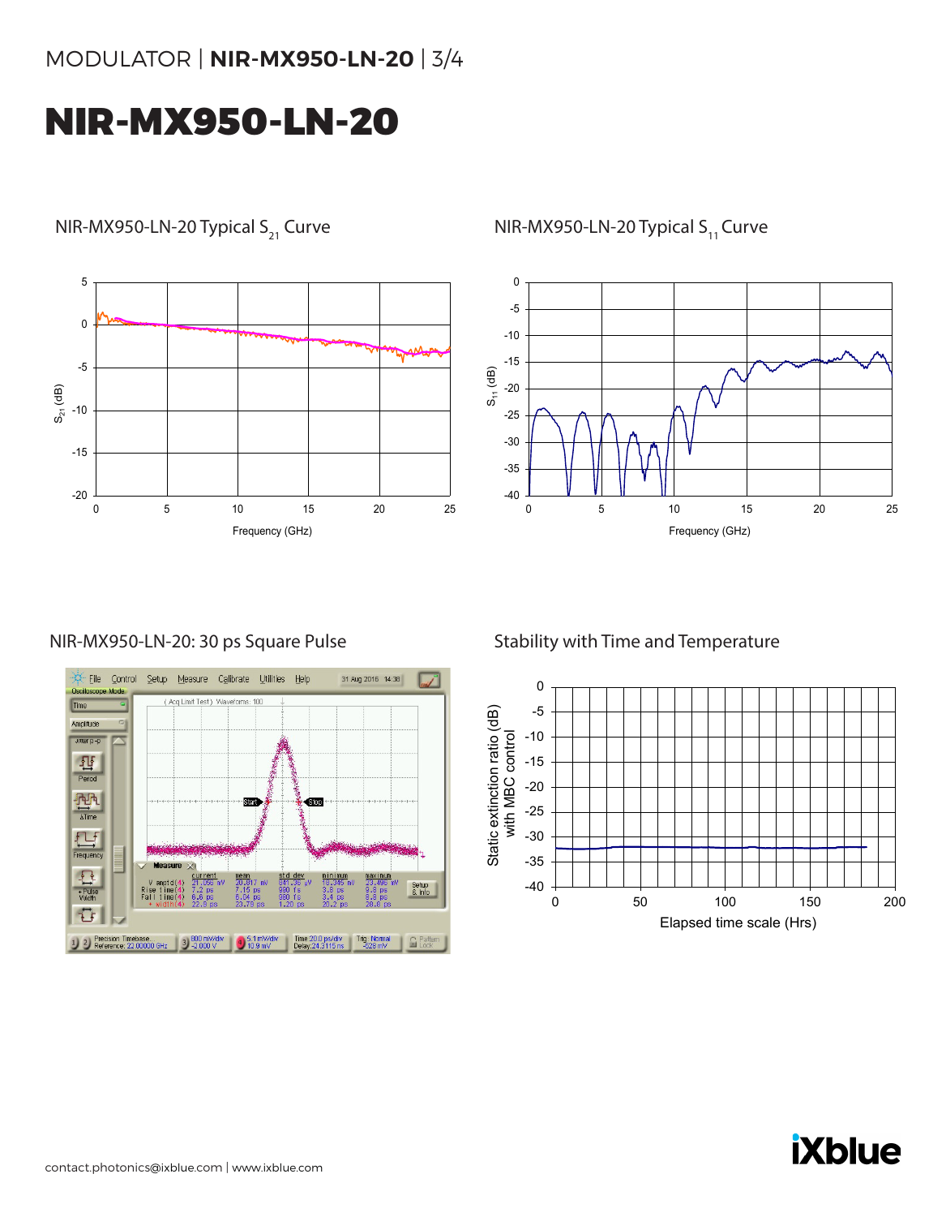# NIR-MX950-LN-20

NIR-MX950-LN-20 Typical $S_{21}$ Curve

NIR-MX950-LN-20 Typical $S_{11}$ Curve

NIR-MX950-LN-20: 30 ps Square Pulse

Stability with Time and Temperature

contact.photonics@ixblue.com | www.ixblue.com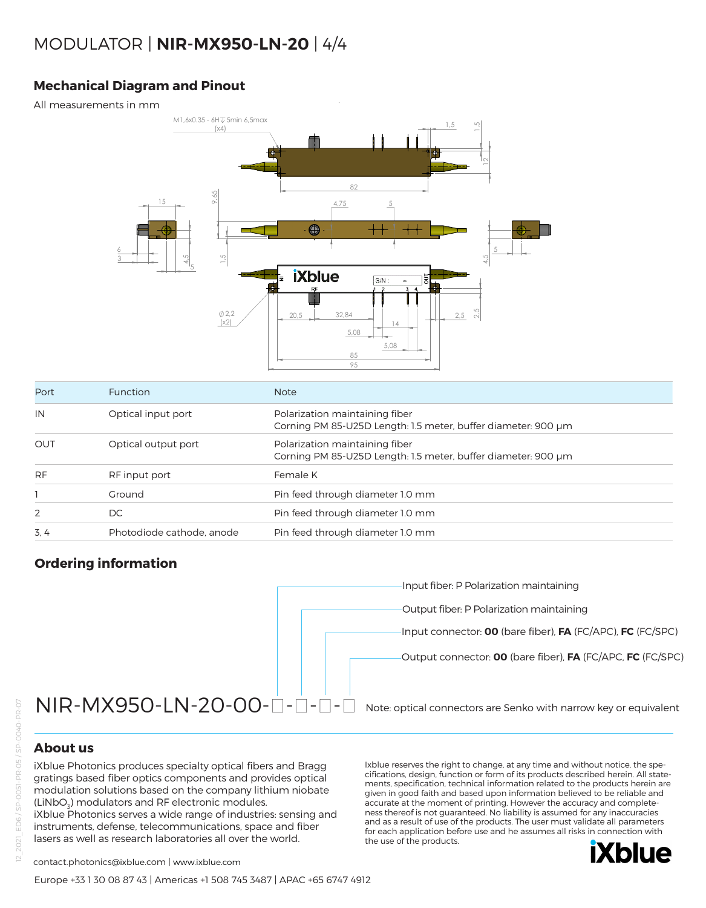## Mechanical Diagram and Pinout

All measurements in mm

M1,6x0.35 - 6H ↧ 5min 6,5max
(x4)

1,5
1,5
12
82
9,65
15
4,75
5
6
3
4,5
5
1,5
5
4,5
IN
iXblue
S/N : -
OUT
RF
1 2 3 4
Ø 2,2
(x2)
20,5
32,84
14
5,08
5,08
2,5
2,5
85
95

| Port | Function | Note |
|---|---|---|
| IN | Optical input port | Polarization maintaining fiber<br>Corning PM 85-U25D Length: 1.5 meter, buffer diameter: 900 µm |
| OUT | Optical output port | Polarization maintaining fiber<br>Corning PM 85-U25D Length: 1.5 meter, buffer diameter: 900 µm |
| RF | RF input port | Female K |
| 1 | Ground | Pin feed through diameter 1.0 mm |
| 2 | DC | Pin feed through diameter 1.0 mm |
| 3, 4 | Photodiode cathode, anode | Pin feed through diameter 1.0 mm |

## Ordering information

NIR-MX950-LN-20-00-☐-☐-☐-☐

- Input fiber: P Polarization maintaining
- Output fiber: P Polarization maintaining
- Input connector: **00** (bare fiber), **FA** (FC/APC), **FC** (FC/SPC)
- Output connector: **00** (bare fiber), **FA** (FC/APC, **FC** (FC/SPC)

Note: optical connectors are Senko with narrow key or equivalent

## About us

iXblue Photonics produces specialty optical fibers and Bragg gratings based fiber optics components and provides optical modulation solutions based on the company lithium niobate ($LiNbO_3$) modulators and RF electronic modules.
iXblue Photonics serves a wide range of industries: sensing and instruments, defense, telecommunications, space and fiber lasers as well as research laboratories all over the world.

Ixblue reserves the right to change, at any time and without notice, the specifications, design, function or form of its products described herein. All statements, specification, technical information related to the products herein are given in good faith and based upon information believed to be reliable and accurate at the moment of printing. However the accuracy and completeness thereof is not guaranteed. No liability is assumed for any inaccuracies and as a result of use of the products. The user must validate all parameters for each application before use and he assumes all risks in connection with the use of the products.

iXblue

contact.photonics@ixblue.com | www.ixblue.com

Europe +33 1 30 08 87 43 | Americas +1 508 745 3487 | APAC +65 6747 4912

12_2021_ED6 / SP-0051-PR-05 / SP-0040-PR-07